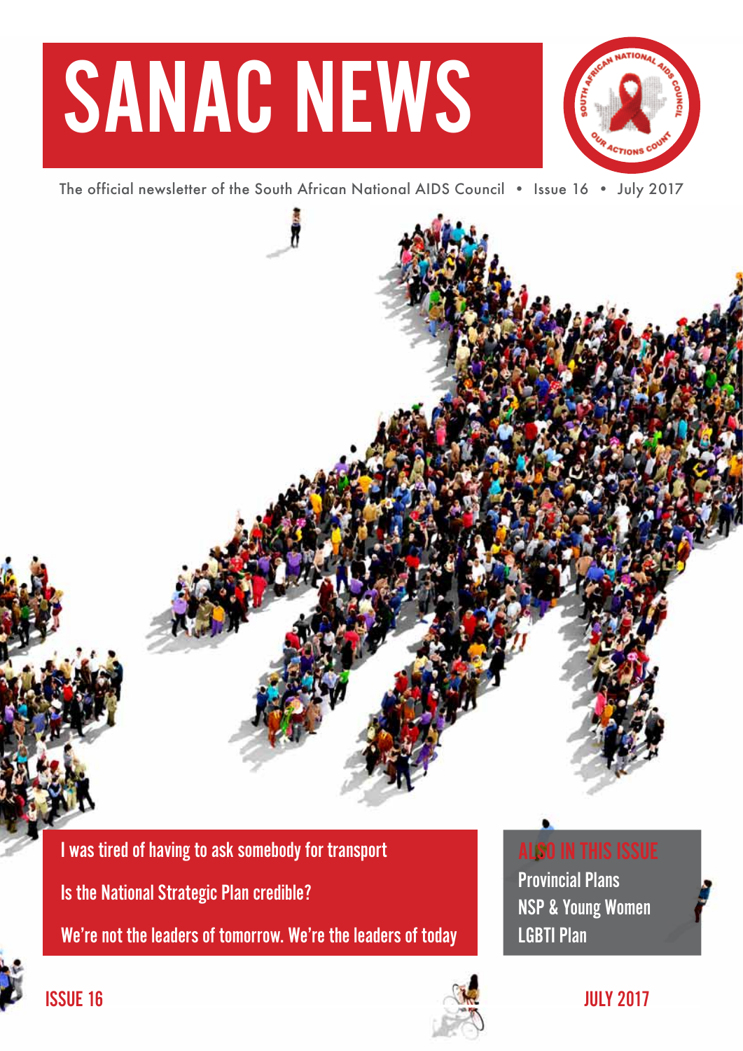# SANAC NEWS

The official newsletter of the South African National AIDS Council • Issue 16 • July 2017

I was tired of having to ask somebody for transport

Is the National Strategic Plan credible?

We're not the leaders of tomorrow. We're the leaders of today

**ALSO IN THIS ISSUE**

Provincial Plans

NSP & Young Women

LGBTI Plan

ISSUE 16

JULY 2017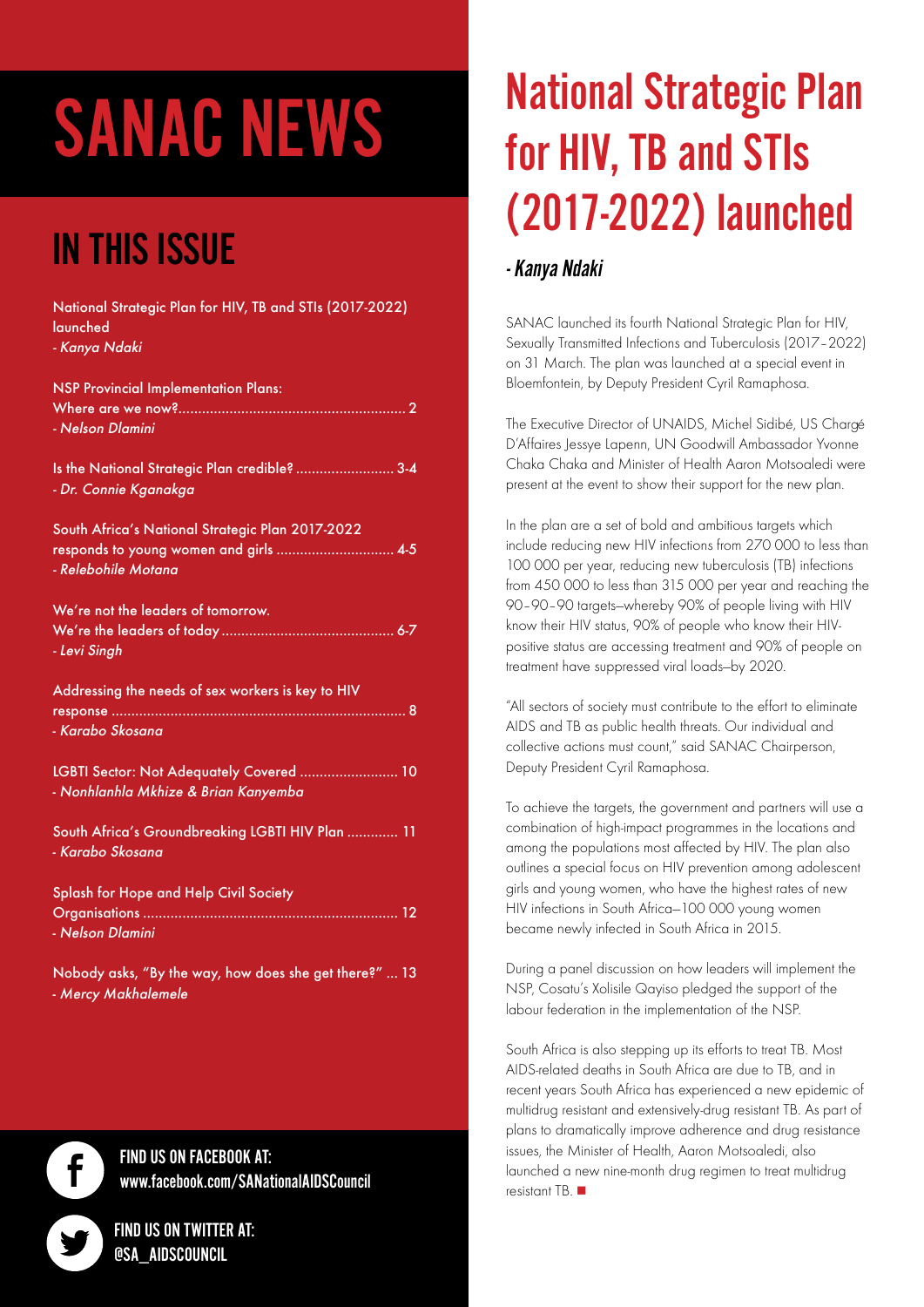# SANAC NEWS

## IN THIS ISSUE

National Strategic Plan for HIV, TB and STIs (2017-2022) launched
*- Kanya Ndaki*

NSP Provincial Implementation Plans: Where are we now? ........ 2
*- Nelson Dlamini*

Is the National Strategic Plan credible? ........ 3-4
*- Dr. Connie Kganakga*

South Africa's National Strategic Plan 2017-2022 responds to young women and girls ........ 4-5
*- Relebohile Motana*

We're not the leaders of tomorrow. We're the leaders of today ........ 6-7
*- Levi Singh*

Addressing the needs of sex workers is key to HIV response ........ 8
*- Karabo Skosana*

LGBTI Sector: Not Adequately Covered ........ 10
*- Nonhlanhla Mkhize & Brian Kanyemba*

South Africa's Groundbreaking LGBTI HIV Plan ........ 11
*- Karabo Skosana*

Splash for Hope and Help Civil Society Organisations ........ 12
*- Nelson Dlamini*

Nobody asks, "By the way, how does she get there?" ... 13
*- Mercy Makhalemele*

**FIND US ON FACEBOOK AT:**
**www.facebook.com/SANationalAIDSCouncil**

**FIND US ON TWITTER AT:**
**@SA_AIDSCOUNCIL**

# National Strategic Plan for HIV, TB and STIs (2017-2022) launched

*- Kanya Ndaki*

SANAC launched its fourth National Strategic Plan for HIV, Sexually Transmitted Infections and Tuberculosis (2017–2022) on 31 March. The plan was launched at a special event in Bloemfontein, by Deputy President Cyril Ramaphosa.

The Executive Director of UNAIDS, Michel Sidibé, US Chargé D'Affaires Jessye Lapenn, UN Goodwill Ambassador Yvonne Chaka Chaka and Minister of Health Aaron Motsoaledi were present at the event to show their support for the new plan.

In the plan are a set of bold and ambitious targets which include reducing new HIV infections from 270 000 to less than 100 000 per year, reducing new tuberculosis (TB) infections from 450 000 to less than 315 000 per year and reaching the 90–90–90 targets—whereby 90% of people living with HIV know their HIV status, 90% of people who know their HIV-positive status are accessing treatment and 90% of people on treatment have suppressed viral loads—by 2020.

"All sectors of society must contribute to the effort to eliminate AIDS and TB as public health threats. Our individual and collective actions must count," said SANAC Chairperson, Deputy President Cyril Ramaphosa.

To achieve the targets, the government and partners will use a combination of high-impact programmes in the locations and among the populations most affected by HIV. The plan also outlines a special focus on HIV prevention among adolescent girls and young women, who have the highest rates of new HIV infections in South Africa—100 000 young women became newly infected in South Africa in 2015.

During a panel discussion on how leaders will implement the NSP, Cosatu's Xolisile Qayiso pledged the support of the labour federation in the implementation of the NSP.

South Africa is also stepping up its efforts to treat TB. Most AIDS-related deaths in South Africa are due to TB, and in recent years South Africa has experienced a new epidemic of multidrug resistant and extensively-drug resistant TB. As part of plans to dramatically improve adherence and drug resistance issues, the Minister of Health, Aaron Motsoaledi, also launched a new nine-month drug regimen to treat multidrug resistant TB. ■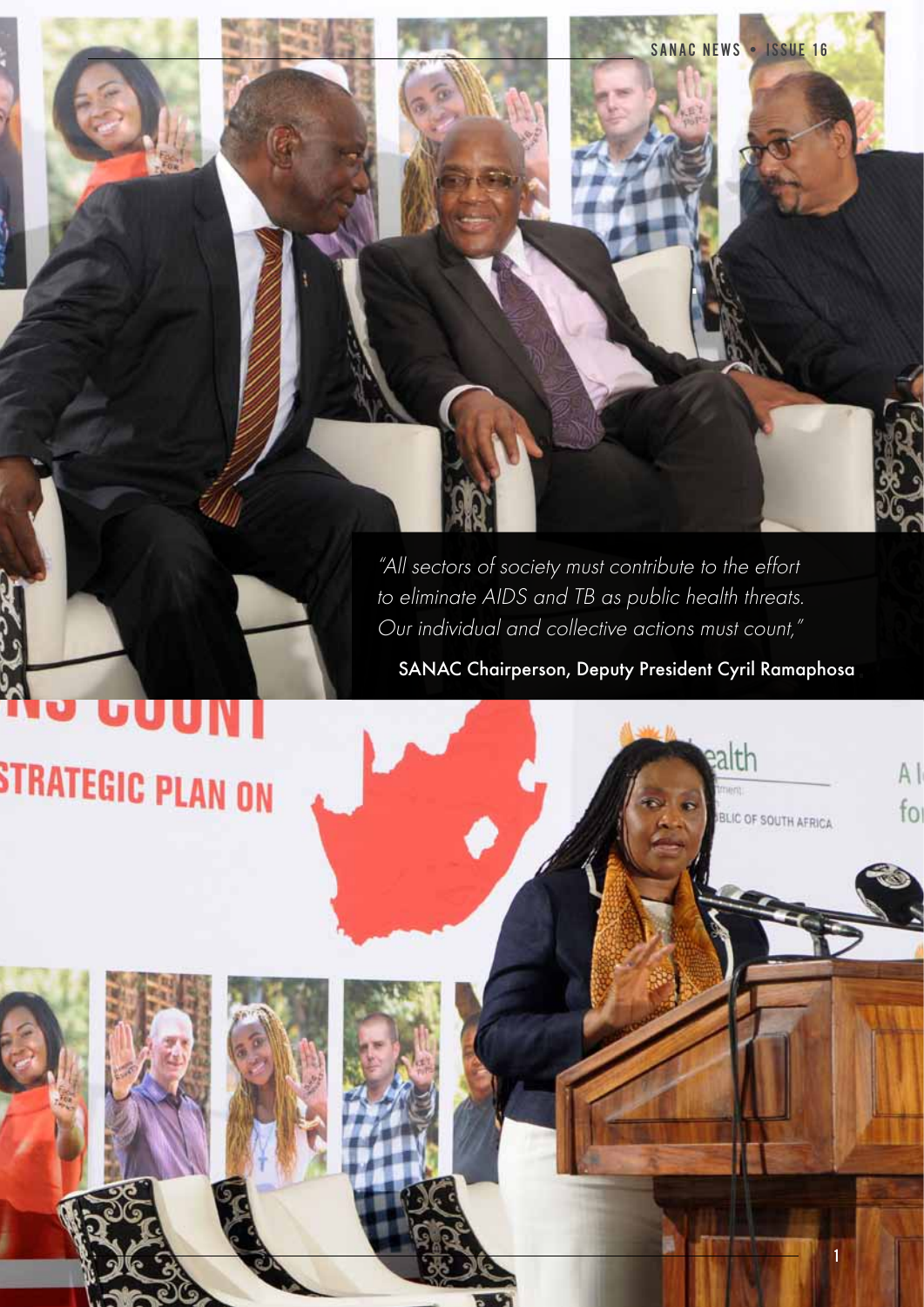*"All sectors of society must contribute to the effort to eliminate AIDS and TB as public health threats. Our individual and collective actions must count,"*

SANAC Chairperson, Deputy President Cyril Ramaphosa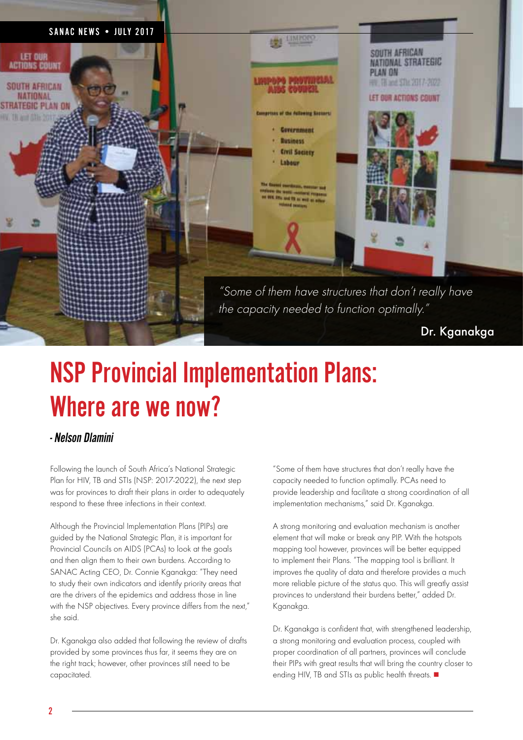*"Some of them have structures that don't really have the capacity needed to function optimally."*

Dr. Kganakga

# NSP Provincial Implementation Plans: Where are we now?

*- Nelson Dlamini*

Following the launch of South Africa's National Strategic Plan for HIV, TB and STIs (NSP: 2017-2022), the next step was for provinces to draft their plans in order to adequately respond to these three infections in their context.

Although the Provincial Implementation Plans (PIPs) are guided by the National Strategic Plan, it is important for Provincial Councils on AIDS (PCAs) to look at the goals and then align them to their own burdens. According to SANAC Acting CEO, Dr. Connie Kganakga: "They need to study their own indicators and identify priority areas that are the drivers of the epidemics and address those in line with the NSP objectives. Every province differs from the next," she said.

Dr. Kganakga also added that following the review of drafts provided by some provinces thus far, it seems they are on the right track; however, other provinces still need to be capacitated.

"Some of them have structures that don't really have the capacity needed to function optimally. PCAs need to provide leadership and facilitate a strong coordination of all implementation mechanisms," said Dr. Kganakga.

A strong monitoring and evaluation mechanism is another element that will make or break any PIP. With the hotspots mapping tool however, provinces will be better equipped to implement their Plans. "The mapping tool is brilliant. It improves the quality of data and therefore provides a much more reliable picture of the status quo. This will greatly assist provinces to understand their burdens better," added Dr. Kganakga.

Dr. Kganakga is confident that, with strengthened leadership, a strong monitoring and evaluation process, coupled with proper coordination of all partners, provinces will conclude their PIPs with great results that will bring the country closer to ending HIV, TB and STIs as public health threats. ■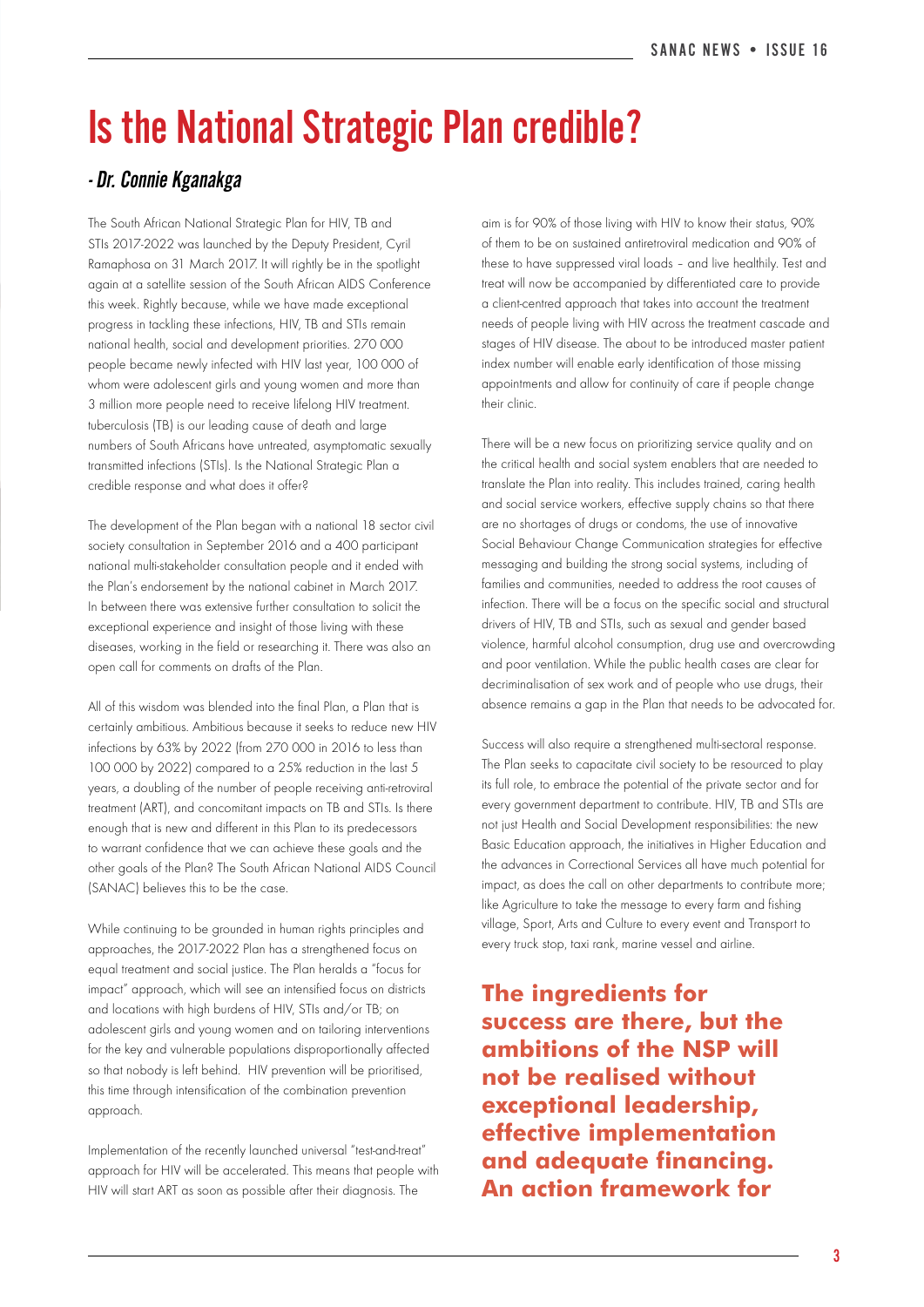# Is the National Strategic Plan credible?

## *- Dr. Connie Kganakga*

The South African National Strategic Plan for HIV, TB and STIs 2017-2022 was launched by the Deputy President, Cyril Ramaphosa on 31 March 2017. It will rightly be in the spotlight again at a satellite session of the South African AIDS Conference this week. Rightly because, while we have made exceptional progress in tackling these infections, HIV, TB and STIs remain national health, social and development priorities. 270 000 people became newly infected with HIV last year, 100 000 of whom were adolescent girls and young women and more than 3 million more people need to receive lifelong HIV treatment. tuberculosis (TB) is our leading cause of death and large numbers of South Africans have untreated, asymptomatic sexually transmitted infections (STIs). Is the National Strategic Plan a credible response and what does it offer?

The development of the Plan began with a national 18 sector civil society consultation in September 2016 and a 400 participant national multi-stakeholder consultation people and it ended with the Plan's endorsement by the national cabinet in March 2017. In between there was extensive further consultation to solicit the exceptional experience and insight of those living with these diseases, working in the field or researching it. There was also an open call for comments on drafts of the Plan.

All of this wisdom was blended into the final Plan, a Plan that is certainly ambitious. Ambitious because it seeks to reduce new HIV infections by 63% by 2022 (from 270 000 in 2016 to less than 100 000 by 2022) compared to a 25% reduction in the last 5 years, a doubling of the number of people receiving anti-retroviral treatment (ART), and concomitant impacts on TB and STIs. Is there enough that is new and different in this Plan to its predecessors to warrant confidence that we can achieve these goals and the other goals of the Plan? The South African National AIDS Council (SANAC) believes this to be the case.

While continuing to be grounded in human rights principles and approaches, the 2017-2022 Plan has a strengthened focus on equal treatment and social justice. The Plan heralds a "focus for impact" approach, which will see an intensified focus on districts and locations with high burdens of HIV, STIs and/or TB; on adolescent girls and young women and on tailoring interventions for the key and vulnerable populations disproportionally affected so that nobody is left behind. HIV prevention will be prioritised, this time through intensification of the combination prevention approach.

Implementation of the recently launched universal "test-and-treat" approach for HIV will be accelerated. This means that people with HIV will start ART as soon as possible after their diagnosis. The aim is for 90% of those living with HIV to know their status, 90% of them to be on sustained antiretroviral medication and 90% of these to have suppressed viral loads – and live healthily. Test and treat will now be accompanied by differentiated care to provide a client-centred approach that takes into account the treatment needs of people living with HIV across the treatment cascade and stages of HIV disease. The about to be introduced master patient index number will enable early identification of those missing appointments and allow for continuity of care if people change their clinic.

There will be a new focus on prioritizing service quality and on the critical health and social system enablers that are needed to translate the Plan into reality. This includes trained, caring health and social service workers, effective supply chains so that there are no shortages of drugs or condoms, the use of innovative Social Behaviour Change Communication strategies for effective messaging and building the strong social systems, including of families and communities, needed to address the root causes of infection. There will be a focus on the specific social and structural drivers of HIV, TB and STIs, such as sexual and gender based violence, harmful alcohol consumption, drug use and overcrowding and poor ventilation. While the public health cases are clear for decriminalisation of sex work and of people who use drugs, their absence remains a gap in the Plan that needs to be advocated for.

Success will also require a strengthened multi-sectoral response. The Plan seeks to capacitate civil society to be resourced to play its full role, to embrace the potential of the private sector and for every government department to contribute. HIV, TB and STIs are not just Health and Social Development responsibilities: the new Basic Education approach, the initiatives in Higher Education and the advances in Correctional Services all have much potential for impact, as does the call on other departments to contribute more; like Agriculture to take the message to every farm and fishing village, Sport, Arts and Culture to every event and Transport to every truck stop, taxi rank, marine vessel and airline.

**The ingredients for success are there, but the ambitions of the NSP will not be realised without exceptional leadership, effective implementation and adequate financing. An action framework for**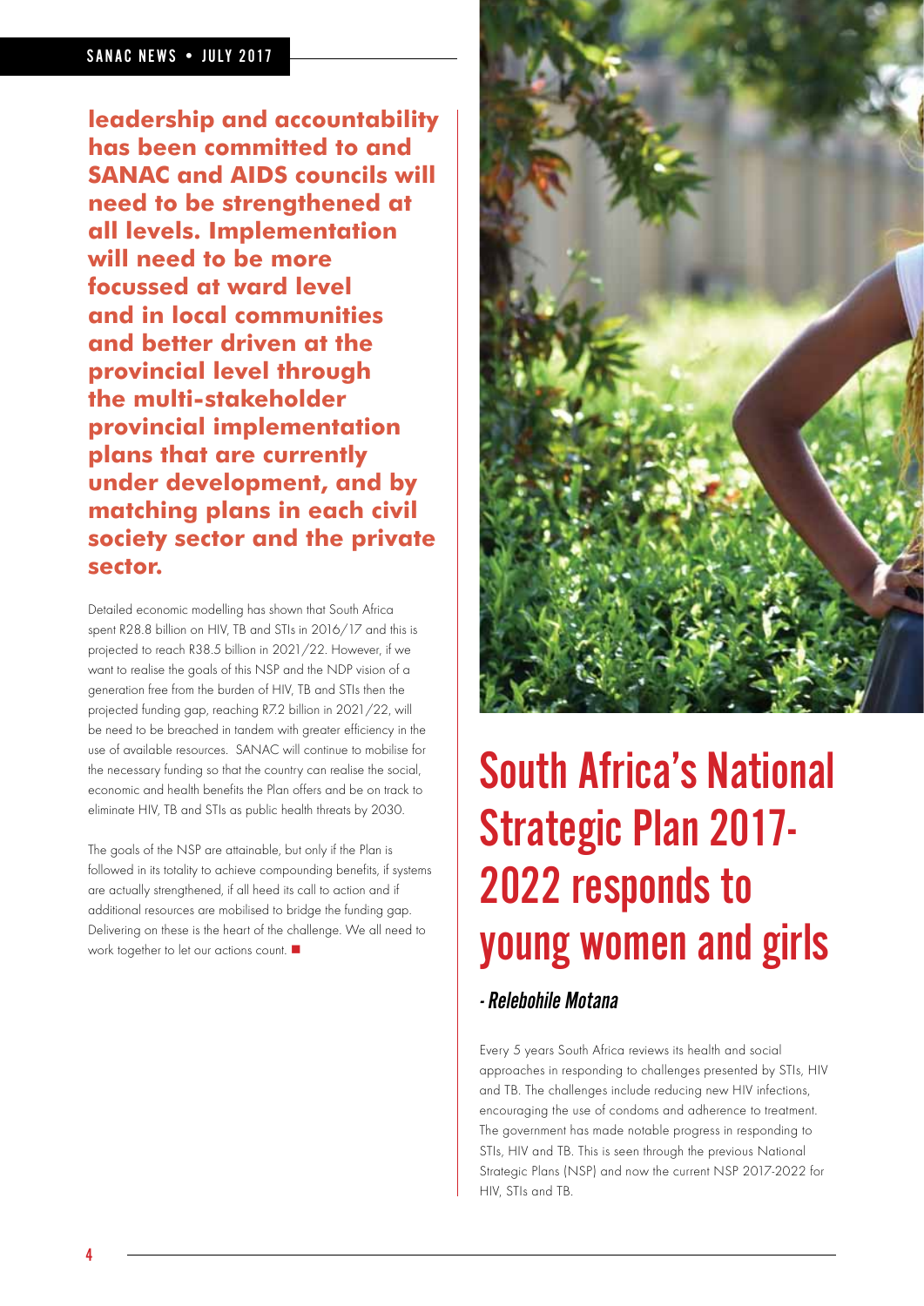**leadership and accountability has been committed to and SANAC and AIDS councils will need to be strengthened at all levels. Implementation will need to be more focussed at ward level and in local communities and better driven at the provincial level through the multi-stakeholder provincial implementation plans that are currently under development, and by matching plans in each civil society sector and the private sector.**

Detailed economic modelling has shown that South Africa spent R28.8 billion on HIV, TB and STIs in 2016/17 and this is projected to reach R38.5 billion in 2021/22. However, if we want to realise the goals of this NSP and the NDP vision of a generation free from the burden of HIV, TB and STIs then the projected funding gap, reaching R7.2 billion in 2021/22, will be need to be breached in tandem with greater efficiency in the use of available resources. SANAC will continue to mobilise for the necessary funding so that the country can realise the social, economic and health benefits the Plan offers and be on track to eliminate HIV, TB and STIs as public health threats by 2030.

The goals of the NSP are attainable, but only if the Plan is followed in its totality to achieve compounding benefits, if systems are actually strengthened, if all heed its call to action and if additional resources are mobilised to bridge the funding gap. Delivering on these is the heart of the challenge. We all need to work together to let our actions count. ■

# South Africa's National Strategic Plan 2017-2022 responds to young women and girls

*- Relebohile Motana*

Every 5 years South Africa reviews its health and social approaches in responding to challenges presented by STIs, HIV and TB. The challenges include reducing new HIV infections, encouraging the use of condoms and adherence to treatment. The government has made notable progress in responding to STIs, HIV and TB. This is seen through the previous National Strategic Plans (NSP) and now the current NSP 2017-2022 for HIV, STIs and TB.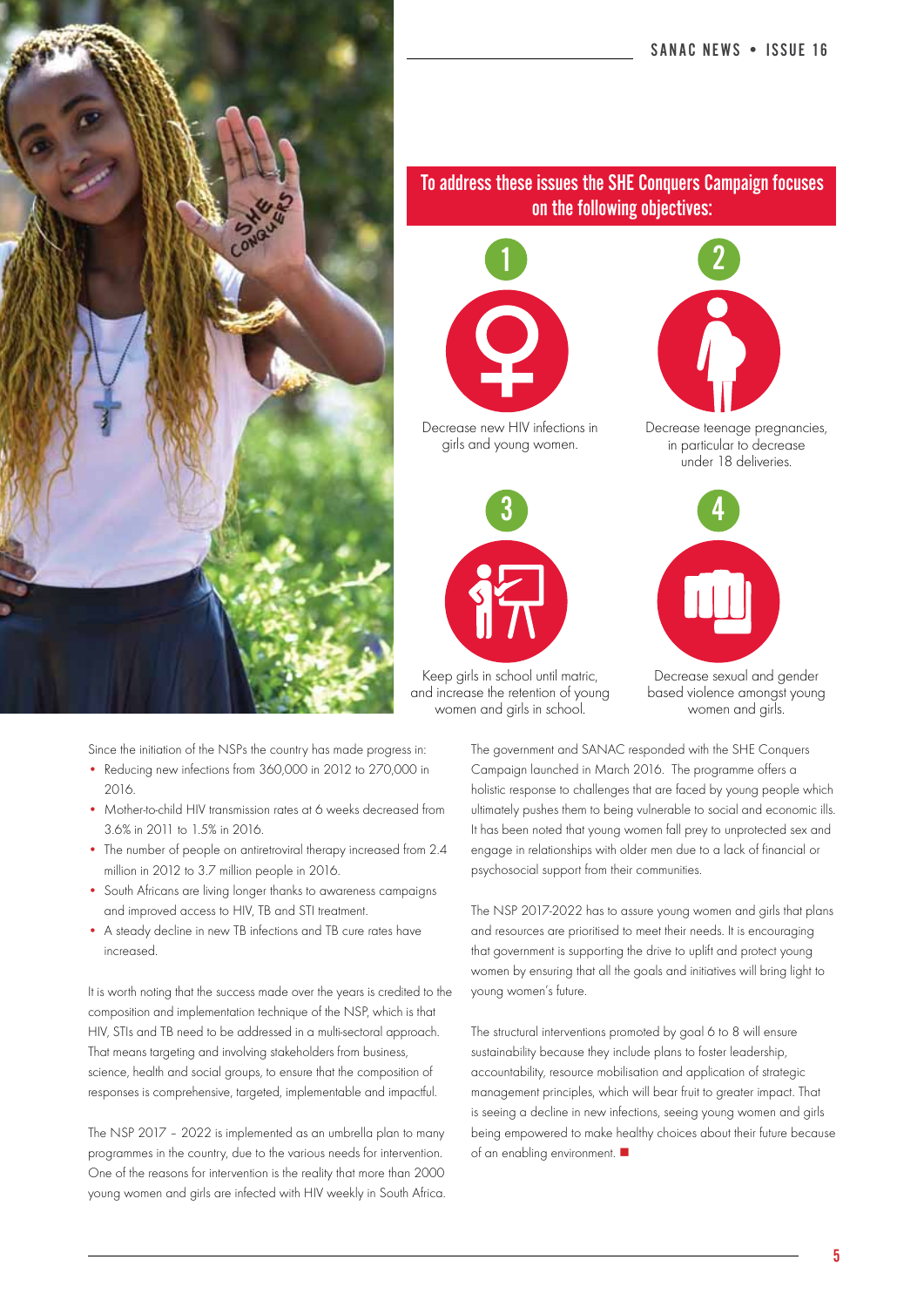## To address these issues the SHE Conquers Campaign focuses on the following objectives:

1. Decrease new HIV infections in girls and young women.
2. Decrease teenage pregnancies, in particular to decrease under 18 deliveries.
3. Keep girls in school until matric, and increase the retention of young women and girls in school.
4. Decrease sexual and gender based violence amongst young women and girls.

Since the initiation of the NSPs the country has made progress in:

- Reducing new infections from 360,000 in 2012 to 270,000 in 2016.
- Mother-to-child HIV transmission rates at 6 weeks decreased from 3.6% in 2011 to 1.5% in 2016.
- The number of people on antiretroviral therapy increased from 2.4 million in 2012 to 3.7 million people in 2016.
- South Africans are living longer thanks to awareness campaigns and improved access to HIV, TB and STI treatment.
- A steady decline in new TB infections and TB cure rates have increased.

It is worth noting that the success made over the years is credited to the composition and implementation technique of the NSP, which is that HIV, STIs and TB need to be addressed in a multi-sectoral approach. That means targeting and involving stakeholders from business, science, health and social groups, to ensure that the composition of responses is comprehensive, targeted, implementable and impactful.

The NSP 2017 – 2022 is implemented as an umbrella plan to many programmes in the country, due to the various needs for intervention. One of the reasons for intervention is the reality that more than 2000 young women and girls are infected with HIV weekly in South Africa.

The government and SANAC responded with the SHE Conquers Campaign launched in March 2016. The programme offers a holistic response to challenges that are faced by young people which ultimately pushes them to being vulnerable to social and economic ills. It has been noted that young women fall prey to unprotected sex and engage in relationships with older men due to a lack of financial or psychosocial support from their communities.

The NSP 2017-2022 has to assure young women and girls that plans and resources are prioritised to meet their needs. It is encouraging that government is supporting the drive to uplift and protect young women by ensuring that all the goals and initiatives will bring light to young women's future.

The structural interventions promoted by goal 6 to 8 will ensure sustainability because they include plans to foster leadership, accountability, resource mobilisation and application of strategic management principles, which will bear fruit to greater impact. That is seeing a decline in new infections, seeing young women and girls being empowered to make healthy choices about their future because of an enabling environment.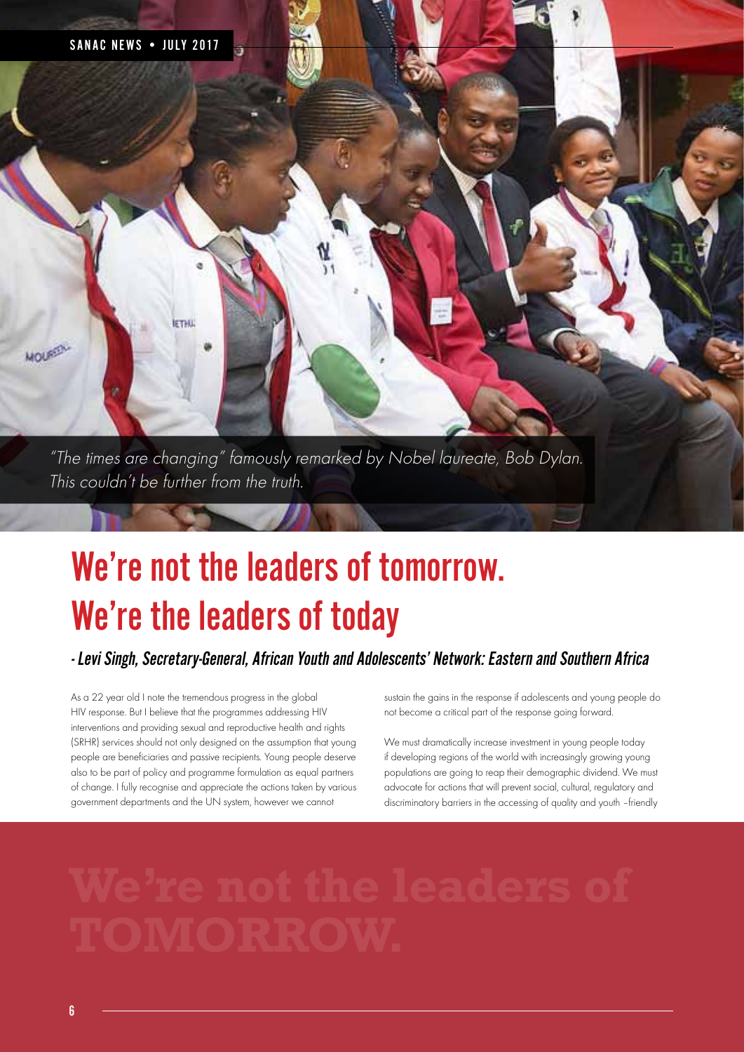*"The times are changing" famously remarked by Nobel laureate, Bob Dylan. This couldn't be further from the truth.*

# We're not the leaders of tomorrow. We're the leaders of today

### *- Levi Singh, Secretary-General, African Youth and Adolescents' Network: Eastern and Southern Africa*

As a 22 year old I note the tremendous progress in the global HIV response. But I believe that the programmes addressing HIV interventions and providing sexual and reproductive health and rights (SRHR) services should not only designed on the assumption that young people are beneficiaries and passive recipients. Young people deserve also to be part of policy and programme formulation as equal partners of change. I fully recognise and appreciate the actions taken by various government departments and the UN system, however we cannot sustain the gains in the response if adolescents and young people do not become a critical part of the response going forward.

We must dramatically increase investment in young people today if developing regions of the world with increasingly growing young populations are going to reap their demographic dividend. We must advocate for actions that will prevent social, cultural, regulatory and discriminatory barriers in the accessing of quality and youth –friendly

We're not the leaders of TOMORROW.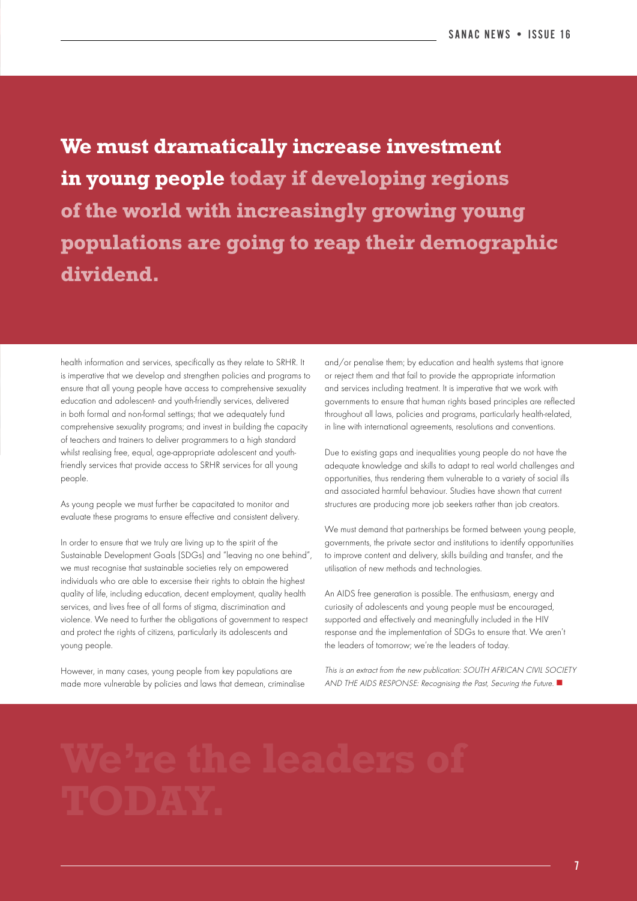**We must dramatically increase investment in young people today if developing regions of the world with increasingly growing young populations are going to reap their demographic dividend.**

health information and services, specifically as they relate to SRHR. It is imperative that we develop and strengthen policies and programs to ensure that all young people have access to comprehensive sexuality education and adolescent- and youth-friendly services, delivered in both formal and non-formal settings; that we adequately fund comprehensive sexuality programs; and invest in building the capacity of teachers and trainers to deliver programmers to a high standard whilst realising free, equal, age-appropriate adolescent and youth-friendly services that provide access to SRHR services for all young people.

As young people we must further be capacitated to monitor and evaluate these programs to ensure effective and consistent delivery.

In order to ensure that we truly are living up to the spirit of the Sustainable Development Goals (SDGs) and "leaving no one behind", we must recognise that sustainable societies rely on empowered individuals who are able to excersise their rights to obtain the highest quality of life, including education, decent employment, quality health services, and lives free of all forms of stigma, discrimination and violence. We need to further the obligations of government to respect and protect the rights of citizens, particularly its adolescents and young people.

However, in many cases, young people from key populations are made more vulnerable by policies and laws that demean, criminalise and/or penalise them; by education and health systems that ignore or reject them and that fail to provide the appropriate information and services including treatment. It is imperative that we work with governments to ensure that human rights based principles are reflected throughout all laws, policies and programs, particularly health-related, in line with international agreements, resolutions and conventions.

Due to existing gaps and inequalities young people do not have the adequate knowledge and skills to adapt to real world challenges and opportunities, thus rendering them vulnerable to a variety of social ills and associated harmful behaviour. Studies have shown that current structures are producing more job seekers rather than job creators.

We must demand that partnerships be formed between young people, governments, the private sector and institutions to identify opportunities to improve content and delivery, skills building and transfer, and the utilisation of new methods and technologies.

An AIDS free generation is possible. The enthusiasm, energy and curiosity of adolescents and young people must be encouraged, supported and effectively and meaningfully included in the HIV response and the implementation of SDGs to ensure that. We aren't the leaders of tomorrow; we're the leaders of today.

*This is an extract from the new publication: SOUTH AFRICAN CIVIL SOCIETY AND THE AIDS RESPONSE: Recognising the Past, Securing the Future.* ■

**We're the leaders of TODAY.**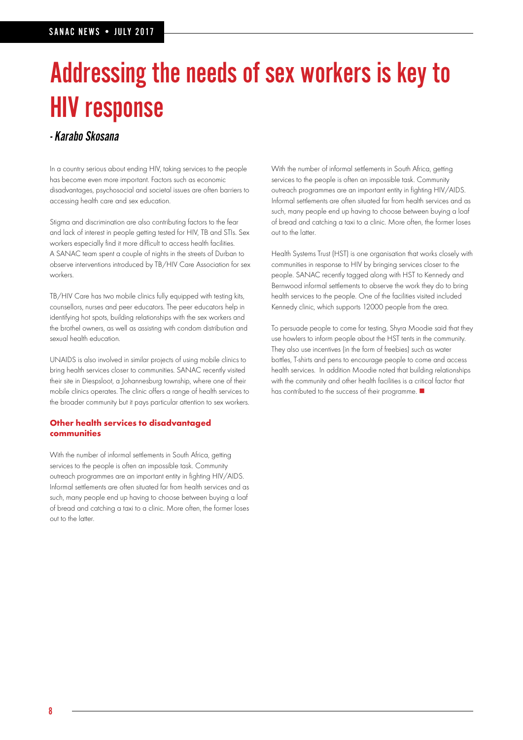# Addressing the needs of sex workers is key to HIV response

*- Karabo Skosana*

In a country serious about ending HIV, taking services to the people has become even more important. Factors such as economic disadvantages, psychosocial and societal issues are often barriers to accessing health care and sex education.

Stigma and discrimination are also contributing factors to the fear and lack of interest in people getting tested for HIV, TB and STIs. Sex workers especially find it more difficult to access health facilities. A SANAC team spent a couple of nights in the streets of Durban to observe interventions introduced by TB/HIV Care Association for sex workers.

TB/HIV Care has two mobile clinics fully equipped with testing kits, counsellors, nurses and peer educators. The peer educators help in identifying hot spots, building relationships with the sex workers and the brothel owners, as well as assisting with condom distribution and sexual health education.

UNAIDS is also involved in similar projects of using mobile clinics to bring health services closer to communities. SANAC recently visited their site in Diespsloot, a Johannesburg township, where one of their mobile clinics operates. The clinic offers a range of health services to the broader community but it pays particular attention to sex workers.

### Other health services to disadvantaged communities

With the number of informal settlements in South Africa, getting services to the people is often an impossible task. Community outreach programmes are an important entity in fighting HIV/AIDS. Informal settlements are often situated far from health services and as such, many people end up having to choose between buying a loaf of bread and catching a taxi to a clinic. More often, the former loses out to the latter.

With the number of informal settlements in South Africa, getting services to the people is often an impossible task. Community outreach programmes are an important entity in fighting HIV/AIDS. Informal settlements are often situated far from health services and as such, many people end up having to choose between buying a loaf of bread and catching a taxi to a clinic. More often, the former loses out to the latter.

Health Systems Trust (HST) is one organisation that works closely with communities in response to HIV by bringing services closer to the people. SANAC recently tagged along with HST to Kennedy and Bernwood informal settlements to observe the work they do to bring health services to the people. One of the facilities visited included Kennedy clinic, which supports 12000 people from the area.

To persuade people to come for testing, Shyra Moodie said that they use howlers to inform people about the HST tents in the community. They also use incentives (in the form of freebies) such as water bottles, T-shirts and pens to encourage people to come and access health services. In addition Moodie noted that building relationships with the community and other health facilities is a critical factor that has contributed to the success of their programme. ■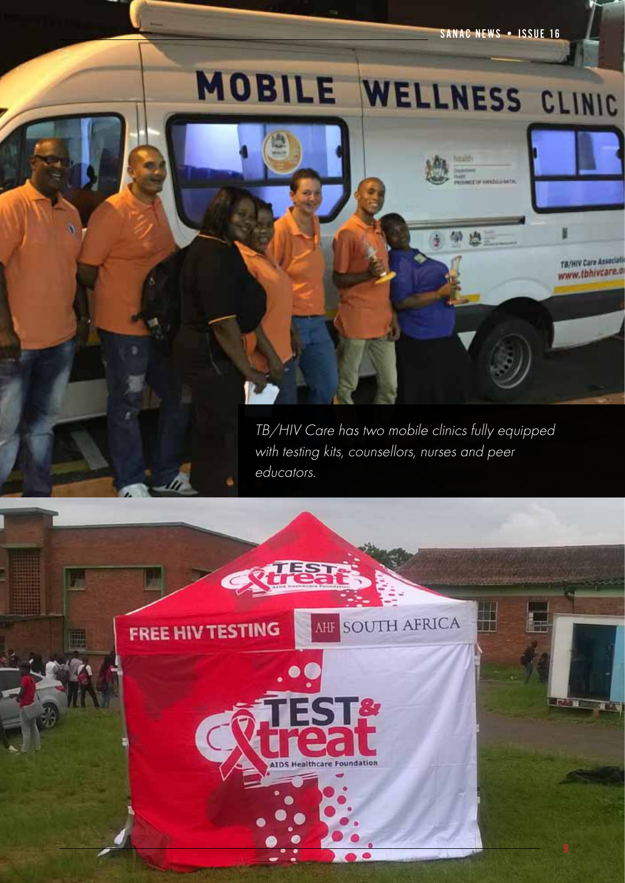*TB/HIV Care has two mobile clinics fully equipped with testing kits, counsellors, nurses and peer educators.*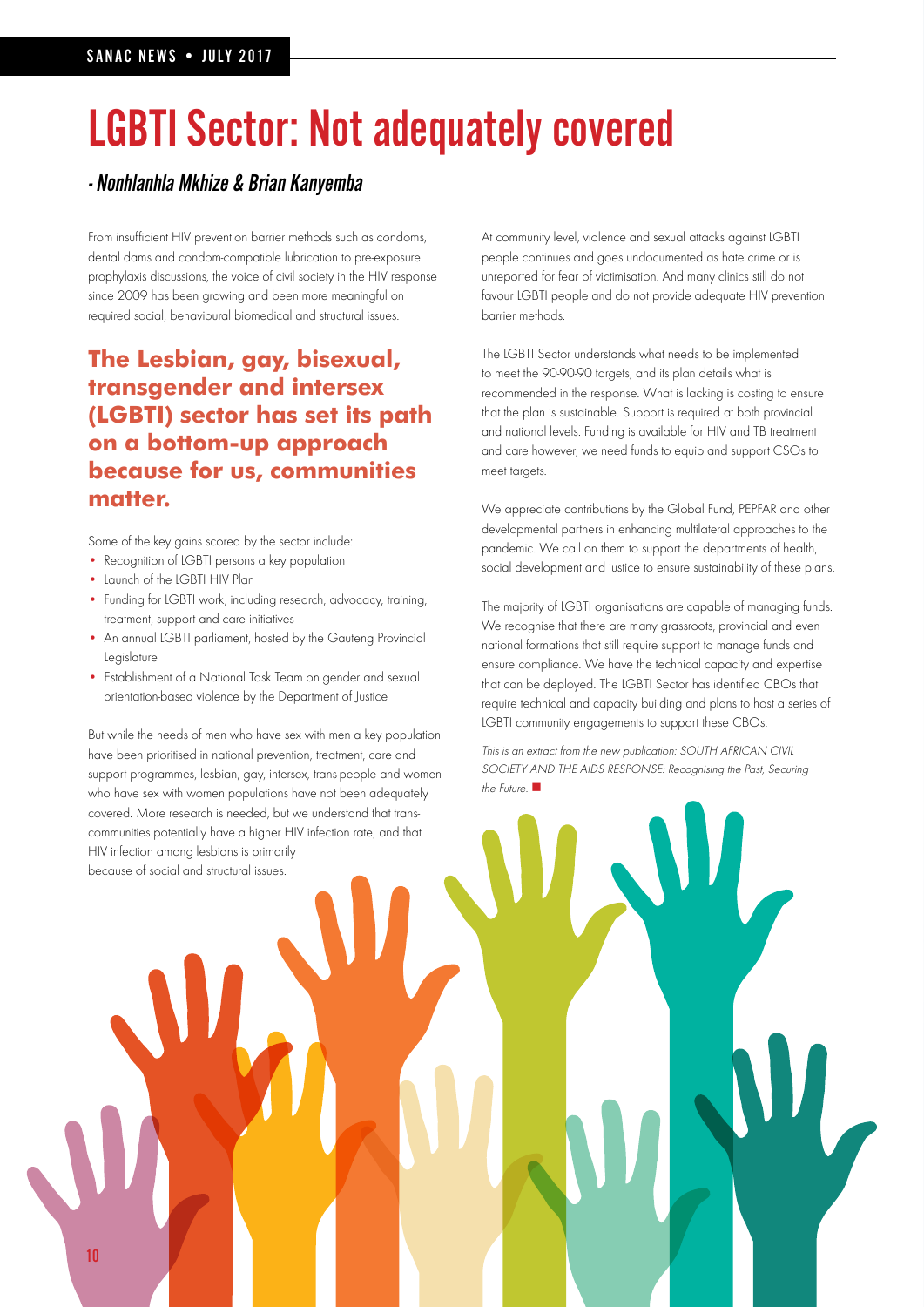# LGBTI Sector: Not adequately covered

*- Nonhlanhla Mkhize & Brian Kanyemba*

From insufficient HIV prevention barrier methods such as condoms, dental dams and condom-compatible lubrication to pre-exposure prophylaxis discussions, the voice of civil society in the HIV response since 2009 has been growing and been more meaningful on required social, behavioural biomedical and structural issues.

**The Lesbian, gay, bisexual, transgender and intersex (LGBTI) sector has set its path on a bottom-up approach because for us, communities matter.**

Some of the key gains scored by the sector include:

- Recognition of LGBTI persons a key population
- Launch of the LGBTI HIV Plan
- Funding for LGBTI work, including research, advocacy, training, treatment, support and care initiatives
- An annual LGBTI parliament, hosted by the Gauteng Provincial Legislature
- Establishment of a National Task Team on gender and sexual orientation-based violence by the Department of Justice

But while the needs of men who have sex with men a key population have been prioritised in national prevention, treatment, care and support programmes, lesbian, gay, intersex, trans-people and women who have sex with women populations have not been adequately covered. More research is needed, but we understand that trans-communities potentially have a higher HIV infection rate, and that HIV infection among lesbians is primarily because of social and structural issues.

At community level, violence and sexual attacks against LGBTI people continues and goes undocumented as hate crime or is unreported for fear of victimisation. And many clinics still do not favour LGBTI people and do not provide adequate HIV prevention barrier methods.

The LGBTI Sector understands what needs to be implemented to meet the 90-90-90 targets, and its plan details what is recommended in the response. What is lacking is costing to ensure that the plan is sustainable. Support is required at both provincial and national levels. Funding is available for HIV and TB treatment and care however, we need funds to equip and support CSOs to meet targets.

We appreciate contributions by the Global Fund, PEPFAR and other developmental partners in enhancing multilateral approaches to the pandemic. We call on them to support the departments of health, social development and justice to ensure sustainability of these plans.

The majority of LGBTI organisations are capable of managing funds. We recognise that there are many grassroots, provincial and even national formations that still require support to manage funds and ensure compliance. We have the technical capacity and expertise that can be deployed. The LGBTI Sector has identified CBOs that require technical and capacity building and plans to host a series of LGBTI community engagements to support these CBOs.

*This is an extract from the new publication: SOUTH AFRICAN CIVIL SOCIETY AND THE AIDS RESPONSE: Recognising the Past, Securing the Future.*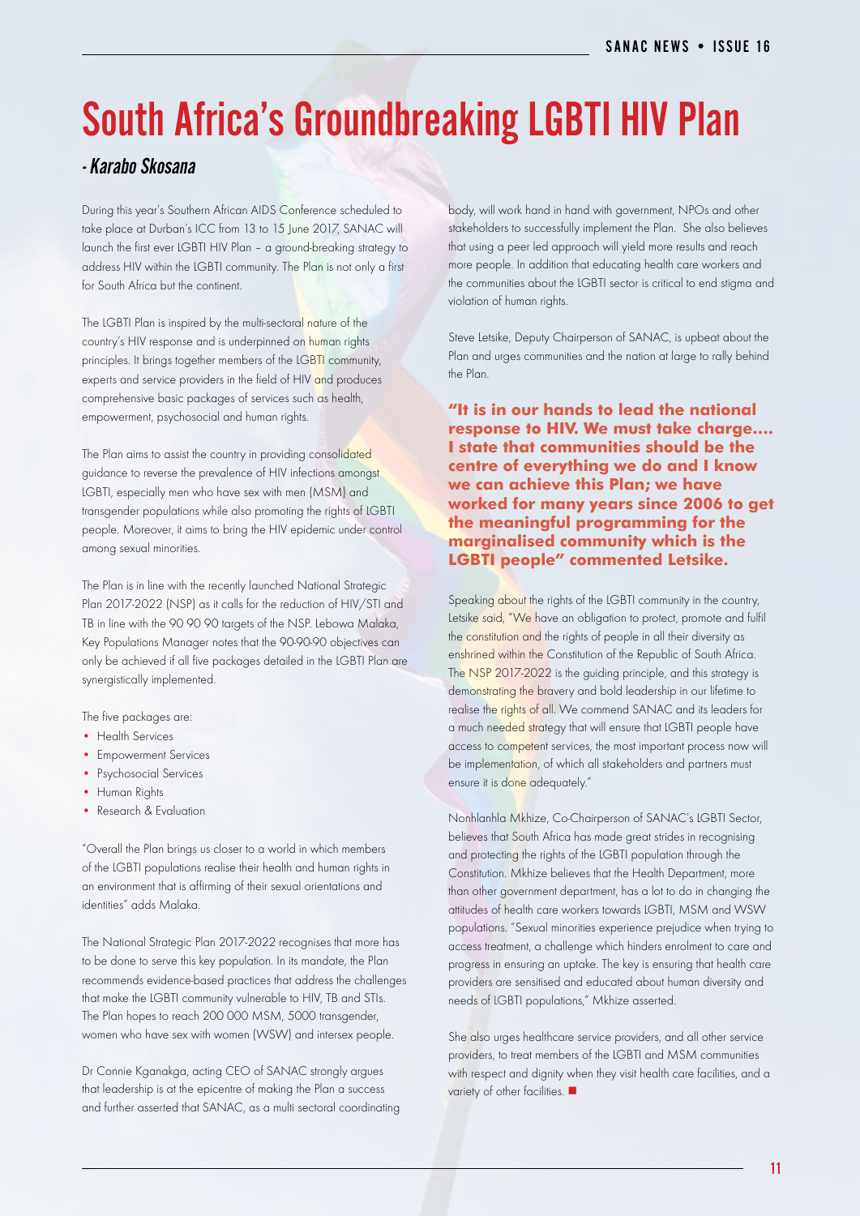# South Africa's Groundbreaking LGBTI HIV Plan

*- Karabo Skosana*

During this year's Southern African AIDS Conference scheduled to take place at Durban's ICC from 13 to 15 June 2017, SANAC will launch the first ever LGBTI HIV Plan – a ground-breaking strategy to address HIV within the LGBTI community. The Plan is not only a first for South Africa but the continent.

The LGBTI Plan is inspired by the multi-sectoral nature of the country's HIV response and is underpinned on human rights principles. It brings together members of the LGBTI community, experts and service providers in the field of HIV and produces comprehensive basic packages of services such as health, empowerment, psychosocial and human rights.

The Plan aims to assist the country in providing consolidated guidance to reverse the prevalence of HIV infections amongst LGBTI, especially men who have sex with men (MSM) and transgender populations while also promoting the rights of LGBTI people. Moreover, it aims to bring the HIV epidemic under control among sexual minorities.

The Plan is in line with the recently launched National Strategic Plan 2017-2022 (NSP) as it calls for the reduction of HIV/STI and TB in line with the 90 90 90 targets of the NSP. Lebowa Malaka, Key Populations Manager notes that the 90-90-90 objectives can only be achieved if all five packages detailed in the LGBTI Plan are synergistically implemented.

The five packages are:

- Health Services
- Empowerment Services
- Psychosocial Services
- Human Rights
- Research & Evaluation

"Overall the Plan brings us closer to a world in which members of the LGBTI populations realise their health and human rights in an environment that is affirming of their sexual orientations and identities" adds Malaka.

The National Strategic Plan 2017-2022 recognises that more has to be done to serve this key population. In its mandate, the Plan recommends evidence-based practices that address the challenges that make the LGBTI community vulnerable to HIV, TB and STIs. The Plan hopes to reach 200 000 MSM, 5000 transgender, women who have sex with women (WSW) and intersex people.

Dr Connie Kganakga, acting CEO of SANAC strongly argues that leadership is at the epicentre of making the Plan a success and further asserted that SANAC, as a multi sectoral coordinating body, will work hand in hand with government, NPOs and other stakeholders to successfully implement the Plan. She also believes that using a peer led approach will yield more results and reach more people. In addition that educating health care workers and the communities about the LGBTI sector is critical to end stigma and violation of human rights.

Steve Letsike, Deputy Chairperson of SANAC, is upbeat about the Plan and urges communities and the nation at large to rally behind the Plan.

**"It is in our hands to lead the national response to HIV. We must take charge.... I state that communities should be the centre of everything we do and I know we can achieve this Plan; we have worked for many years since 2006 to get the meaningful programming for the marginalised community which is the LGBTI people" commented Letsike.**

Speaking about the rights of the LGBTI community in the country, Letsike said, "We have an obligation to protect, promote and fulfil the constitution and the rights of people in all their diversity as enshrined within the Constitution of the Republic of South Africa. The NSP 2017-2022 is the guiding principle, and this strategy is demonstrating the bravery and bold leadership in our lifetime to realise the rights of all. We commend SANAC and its leaders for a much needed strategy that will ensure that LGBTI people have access to competent services, the most important process now will be implementation, of which all stakeholders and partners must ensure it is done adequately."

Nonhlanhla Mkhize, Co-Chairperson of SANAC's LGBTI Sector, believes that South Africa has made great strides in recognising and protecting the rights of the LGBTI population through the Constitution. Mkhize believes that the Health Department, more than other government department, has a lot to do in changing the attitudes of health care workers towards LGBTI, MSM and WSW populations. "Sexual minorities experience prejudice when trying to access treatment, a challenge which hinders enrolment to care and progress in ensuring an uptake. The key is ensuring that health care providers are sensitised and educated about human diversity and needs of LGBTI populations," Mkhize asserted.

She also urges healthcare service providers, and all other service providers, to treat members of the LGBTI and MSM communities with respect and dignity when they visit health care facilities, and a variety of other facilities. ■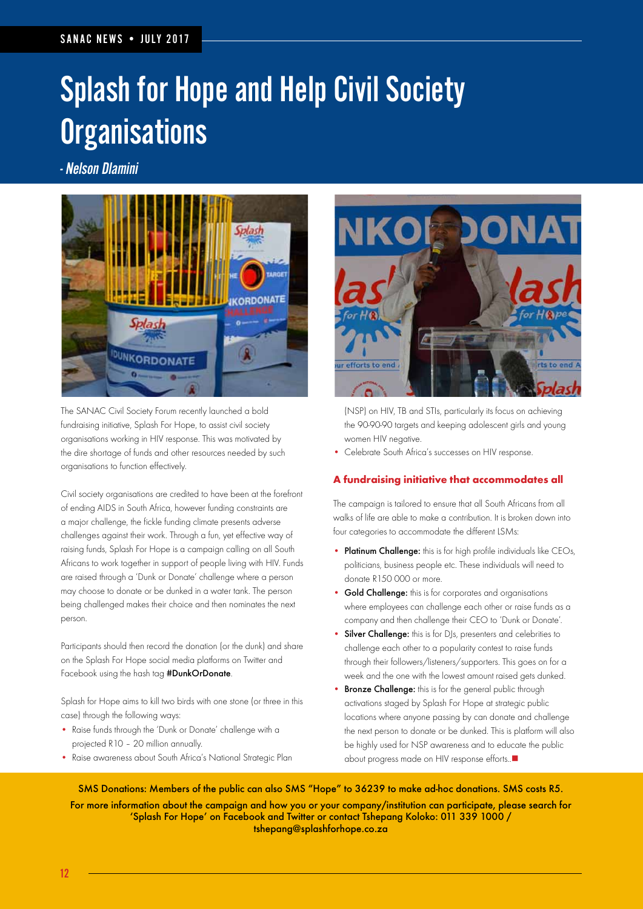# Splash for Hope and Help Civil Society Organisations

*- Nelson Dlamini*

The SANAC Civil Society Forum recently launched a bold fundraising initiative, Splash For Hope, to assist civil society organisations working in HIV response. This was motivated by the dire shortage of funds and other resources needed by such organisations to function effectively.

Civil society organisations are credited to have been at the forefront of ending AIDS in South Africa, however funding constraints are a major challenge, the fickle funding climate presents adverse challenges against their work. Through a fun, yet effective way of raising funds, Splash For Hope is a campaign calling on all South Africans to work together in support of people living with HIV. Funds are raised through a 'Dunk or Donate' challenge where a person may choose to donate or be dunked in a water tank. The person being challenged makes their choice and then nominates the next person.

Participants should then record the donation (or the dunk) and share on the Splash For Hope social media platforms on Twitter and Facebook using the hash tag **#DunkOrDonate**.

Splash for Hope aims to kill two birds with one stone (or three in this case) through the following ways:

- Raise funds through the 'Dunk or Donate' challenge with a projected R10 – 20 million annually.
- Raise awareness about South Africa's National Strategic Plan (NSP) on HIV, TB and STIs, particularly its focus on achieving the 90-90-90 targets and keeping adolescent girls and young women HIV negative.
- Celebrate South Africa's successes on HIV response.

### A fundraising initiative that accommodates all

The campaign is tailored to ensure that all South Africans from all walks of life are able to make a contribution. It is broken down into four categories to accommodate the different LSMs:

- **Platinum Challenge:** this is for high profile individuals like CEOs, politicians, business people etc. These individuals will need to donate R150 000 or more.
- **Gold Challenge:** this is for corporates and organisations where employees can challenge each other or raise funds as a company and then challenge their CEO to 'Dunk or Donate'.
- **Silver Challenge:** this is for DJs, presenters and celebrities to challenge each other to a popularity contest to raise funds through their followers/listeners/supporters. This goes on for a week and the one with the lowest amount raised gets dunked.
- **Bronze Challenge:** this is for the general public through activations staged by Splash For Hope at strategic public locations where anyone passing by can donate and challenge the next person to donate or be dunked. This is platform will also be highly used for NSP awareness and to educate the public about progress made on HIV response efforts..

SMS Donations: Members of the public can also SMS "Hope" to 36239 to make ad-hoc donations. SMS costs R5.

For more information about the campaign and how you or your company/institution can participate, please search for 'Splash For Hope' on Facebook and Twitter or contact Tshepang Koloko: 011 339 1000 / tshepang@splashforhope.co.za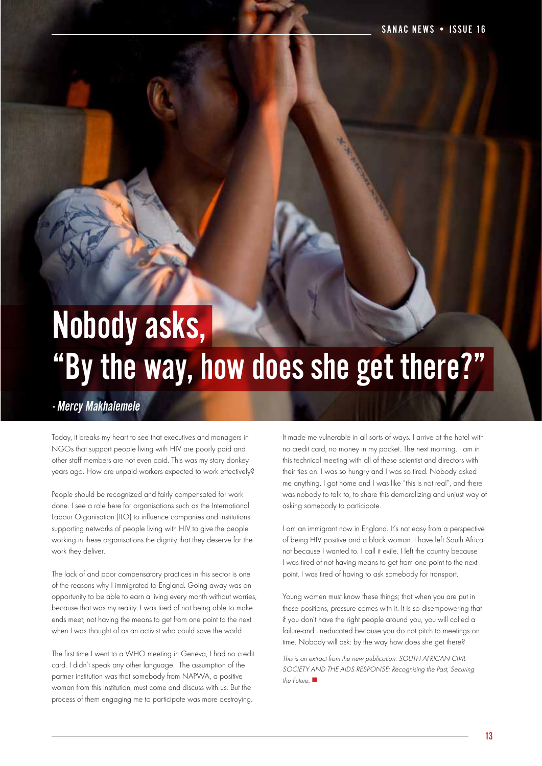# Nobody asks, "By the way, how does she get there?"

*- Mercy Makhalemele*

Today, it breaks my heart to see that executives and managers in NGOs that support people living with HIV are poorly paid and other staff members are not even paid. This was my story donkey years ago. How are unpaid workers expected to work effectively?

People should be recognized and fairly compensated for work done. I see a role here for organisations such as the International Labour Organisation (ILO) to influence companies and institutions supporting networks of people living with HIV to give the people working in these organisations the dignity that they deserve for the work they deliver.

The lack of and poor compensatory practices in this sector is one of the reasons why I immigrated to England. Going away was an opportunity to be able to earn a living every month without worries, because that was my reality. I was tired of not being able to make ends meet; not having the means to get from one point to the next when I was thought of as an activist who could save the world.

The first time I went to a WHO meeting in Geneva, I had no credit card. I didn't speak any other language. The assumption of the partner institution was that somebody from NAPWA, a positive woman from this institution, must come and discuss with us. But the process of them engaging me to participate was more destroying.

It made me vulnerable in all sorts of ways. I arrive at the hotel with no credit card, no money in my pocket. The next morning, I am in this technical meeting with all of these scientist and directors with their ties on. I was so hungry and I was so tired. Nobody asked me anything. I got home and I was like "this is not real", and there was nobody to talk to, to share this demoralizing and unjust way of asking somebody to participate.

I am an immigrant now in England. It's not easy from a perspective of being HIV positive and a black woman. I have left South Africa not because I wanted to. I call it exile. I left the country because I was tired of not having means to get from one point to the next point. I was tired of having to ask somebody for transport.

Young women must know these things; that when you are put in these positions, pressure comes with it. It is so disempowering that if you don't have the right people around you, you will called a failure-and uneducated because you do not pitch to meetings on time. Nobody will ask: by the way how does she get there?

*This is an extract from the new publication: SOUTH AFRICAN CIVIL SOCIETY AND THE AIDS RESPONSE: Recognising the Past, Securing the Future.*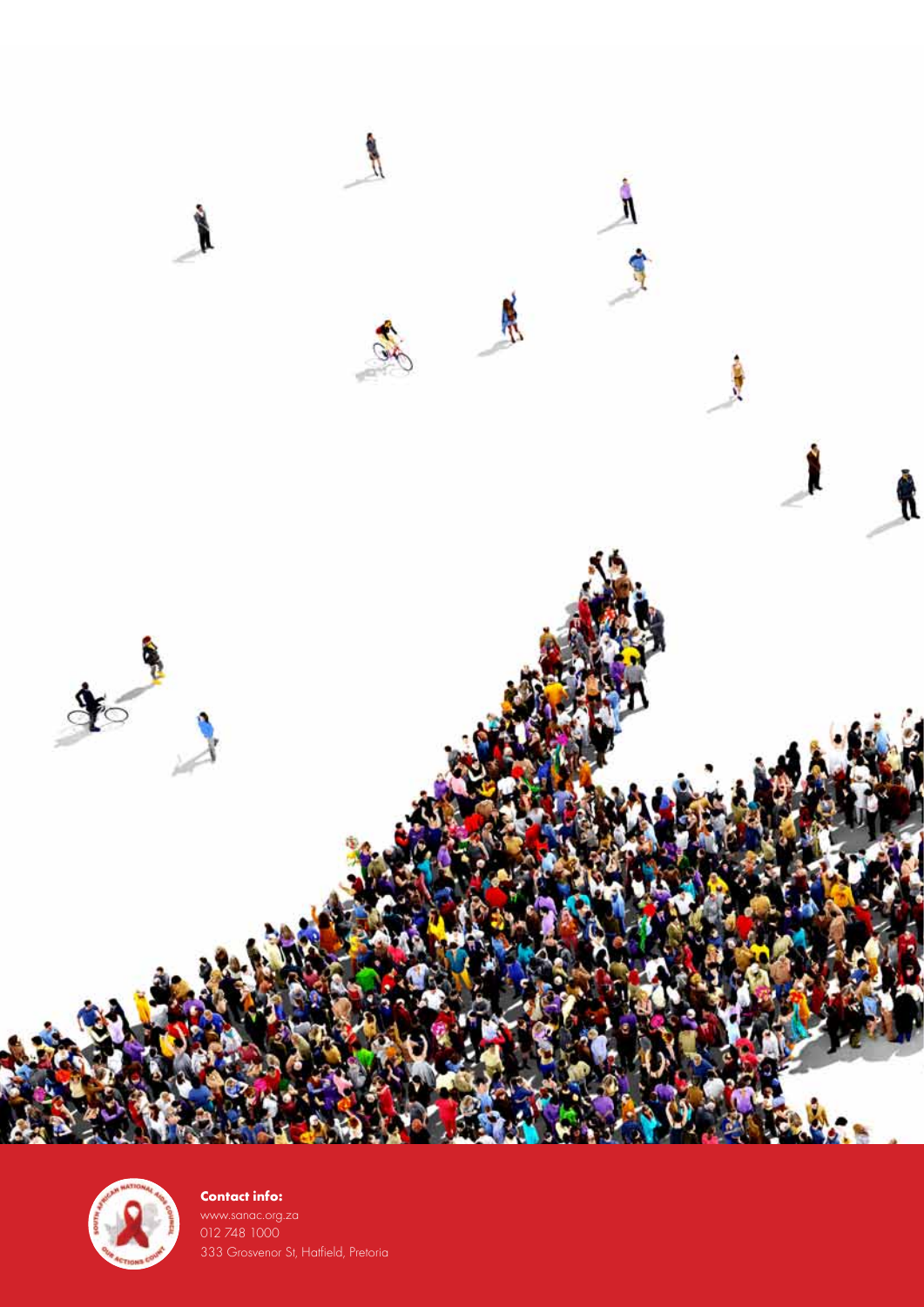**Contact info:**

www.sanac.org.za

012 748 1000

333 Grosvenor St, Hatfield, Pretoria